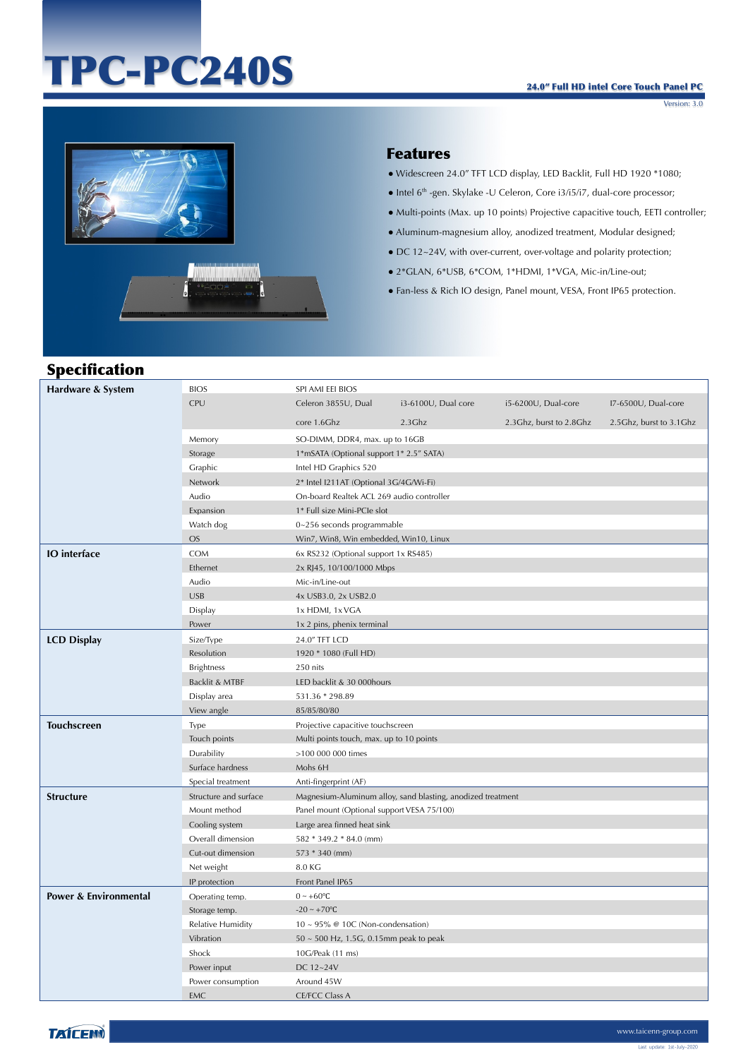# TPC-PC240S

**24.0" Full HD intel Core Touch Panel PC**

Version: 3.0

## Features

- Widescreen 24.0" TFT LCD display, LED Backlit, Full HD 1920 *1080;
- Intel 6th -gen. Skylake -U Celeron, Core i3/i5/i7, dual-core processor;
- Multi-points (Max. up 10 points) Projective capacitive touch, EETI controller;
- Aluminum-magnesium alloy, anodized treatment, Modular designed;
- DC 12~24V, with over-current, over-voltage and polarity protection;
- 2*GLAN, 6*USB, 6*COM, 1*HDMI, 1*VGA, Mic-in/Line-out;
- Fan-less & Rich IO design, Panel mount, VESA, Front IP65 protection.

## Specification

| Category | Item | Specification | | | |
|---|---|---|---|---|---|
| **Hardware & System** | BIOS | SPI AMI EEI BIOS | | | |
| | CPU | Celeron 3855U, Dual core 1.6Ghz | i3-6100U, Dual core 2.3Ghz | i5-6200U, Dual-core 2.3Ghz, burst to 2.8Ghz | I7-6500U, Dual-core 2.5Ghz, burst to 3.1Ghz |
| | Memory | SO-DIMM, DDR4, max. up to 16GB | | | |
| | Storage | 1*mSATA (Optional support 1* 2.5" SATA) | | | |
| | Graphic | Intel HD Graphics 520 | | | |
| | Network | 2* Intel I211AT (Optional 3G/4G/Wi-Fi) | | | |
| | Audio | On-board Realtek ACL 269 audio controller | | | |
| | Expansion | 1* Full size Mini-PCIe slot | | | |
| | Watch dog | 0~256 seconds programmable | | | |
| | OS | Win7, Win8, Win embedded, Win10, Linux | | | |
| **IO interface** | COM | 6x RS232 (Optional support 1x RS485) | | | |
| | Ethernet | 2x RJ45, 10/100/1000 Mbps | | | |
| | Audio | Mic-in/Line-out | | | |
| | USB | 4x USB3.0, 2x USB2.0 | | | |
| | Display | 1x HDMI, 1x VGA | | | |
| | Power | 1x 2 pins, phenix terminal | | | |
| **LCD Display** | Size/Type | 24.0" TFT LCD | | | |
| | Resolution | 1920 * 1080 (Full HD) | | | |
| | Brightness | 250 nits | | | |
| | Backlit & MTBF | LED backlit & 30 000hours | | | |
| | Display area | 531.36 * 298.89 | | | |
| | View angle | 85/85/80/80 | | | |
| **Touchscreen** | Type | Projective capacitive touchscreen | | | |
| | Touch points | Multi points touch, max. up to 10 points | | | |
| | Durability | >100 000 000 times | | | |
| | Surface hardness | Mohs 6H | | | |
| | Special treatment | Anti-fingerprint (AF) | | | |
| **Structure** | Structure and surface | Magnesium-Aluminum alloy, sand blasting, anodized treatment | | | |
| | Mount method | Panel mount (Optional support VESA 75/100) | | | |
| | Cooling system | Large area finned heat sink | | | |
| | Overall dimension | 582 * 349.2 * 84.0 (mm) | | | |
| | Cut-out dimension | 573 * 340 (mm) | | | |
| | Net weight | 8.0 KG | | | |
| | IP protection | Front Panel IP65 | | | |
| **Power & Environmental** | Operating temp. | 0 ~ +60℃ | | | |
| | Storage temp. | -20 ~ +70℃ | | | |
| | Relative Humidity | 10 ~ 95% @ 10C (Non-condensation) | | | |
| | Vibration | 50 ~ 500 Hz, 1.5G, 0.15mm peak to peak | | | |
| | Shock | 10G/Peak (11 ms) | | | |
| | Power input | DC 12~24V | | | |
| | Power consumption | Around 45W | | | |
| | EMC | CE/FCC Class A | | | |

TAICENN

www.taicenn-group.com

Last update: 1st-July-2020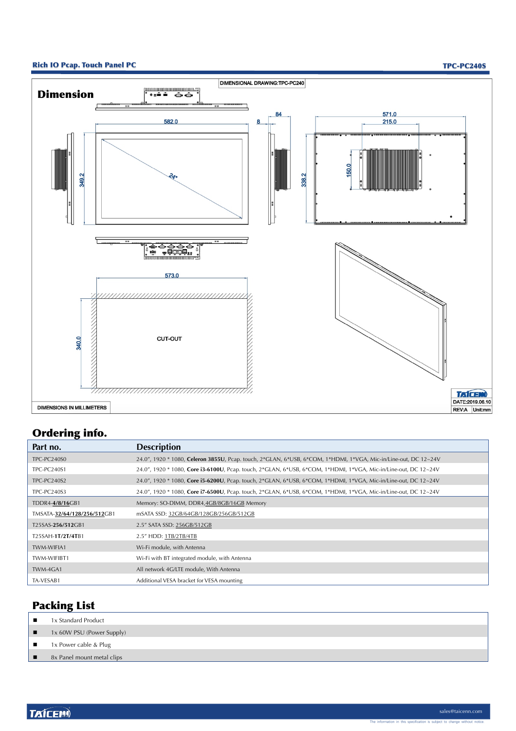## Dimension

DIMENSIONAL DRAWING:TPC-PC240

582.0

8

84

571.0

215.0

349.2

24"

338.2

150.0

573.0

CUT-OUT

340.0

DIMENSIONS IN MILLIMETERS

DATE:2019.06.10

REV:A Unit:mm

## Ordering info.

| Part no. | Description |
|---|---|
| TPC-PC240S0 | 24.0", 1920 * 1080, **Celeron 3855U**, Pcap. touch, 2*GLAN, 6*USB, 6*COM, 1*HDMI, 1*VGA, Mic-in/Line-out, DC 12~24V |
| TPC-PC240S1 | 24.0", 1920 * 1080, **Core i3-6100U**, Pcap. touch, 2*GLAN, 6*USB, 6*COM, 1*HDMI, 1*VGA, Mic-in/Line-out, DC 12~24V |
| TPC-PC240S2 | 24.0", 1920 * 1080, **Core i5-6200U**, Pcap. touch, 2*GLAN, 6*USB, 6*COM, 1*HDMI, 1*VGA, Mic-in/Line-out, DC 12~24V |
| TPC-PC240S3 | 24.0", 1920 * 1080, **Core i7-6500U**, Pcap. touch, 2*GLAN, 6*USB, 6*COM, 1*HDMI, 1*VGA, Mic-in/Line-out, DC 12~24V |
| TDDR4-**4/8/16**GB1 | Memory: SO-DIMM, DDR4,4GB/8GB/16GB Memory |
| TMSATA-**32/64/128/256/512**GB1 | mSATA SSD: 32GB/64GB/128GB/256GB/512GB |
| T25SAS-**256/512**GB1 | 2.5" SATA SSD: 256GB/512GB |
| T25SAH-**1T/2T/4T**B1 | 2.5" HDD: 1TB/2TB/4TB |
| TWM-WIFIA1 | Wi-Fi module, with Antenna |
| TWM-WIFIBT1 | Wi-Fi with BT integrated module, with Antenna |
| TWM-4GA1 | All network 4G/LTE module, With Antenna |
| TA-VESAB1 | Additional VESA bracket for VESA mounting |

## Packing List

- 1x Standard Product
- 1x 60W PSU (Power Supply)
- 1x Power cable & Plug
- 8x Panel mount metal clips

sales@taicenn.com

The information in this specification is subject to change without notice